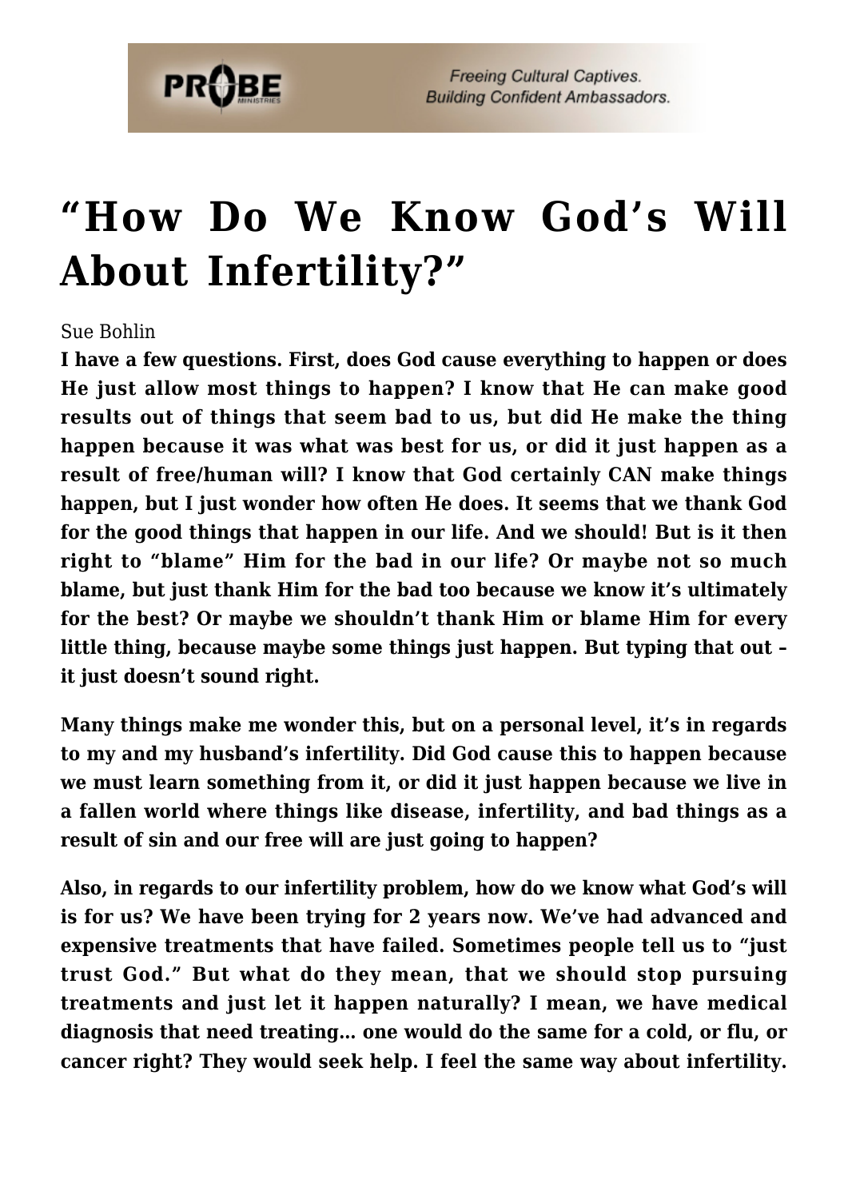# "How Do We Know God's Will About Infertility?"

Sue Bohlin

**I have a few questions. First, does God cause everything to happen or does He just allow most things to happen? I know that He can make good results out of things that seem bad to us, but did He make the thing happen because it was what was best for us, or did it just happen as a result of free/human will? I know that God certainly CAN make things happen, but I just wonder how often He does. It seems that we thank God for the good things that happen in our life. And we should! But is it then right to "blame" Him for the bad in our life? Or maybe not so much blame, but just thank Him for the bad too because we know it's ultimately for the best? Or maybe we shouldn't thank Him or blame Him for every little thing, because maybe some things just happen. But typing that out – it just doesn't sound right.**

**Many things make me wonder this, but on a personal level, it's in regards to my and my husband's infertility. Did God cause this to happen because we must learn something from it, or did it just happen because we live in a fallen world where things like disease, infertility, and bad things as a result of sin and our free will are just going to happen?**

**Also, in regards to our infertility problem, how do we know what God's will is for us? We have been trying for 2 years now. We've had advanced and expensive treatments that have failed. Sometimes people tell us to "just trust God." But what do they mean, that we should stop pursuing treatments and just let it happen naturally? I mean, we have medical diagnosis that need treating… one would do the same for a cold, or flu, or cancer right? They would seek help. I feel the same way about infertility.**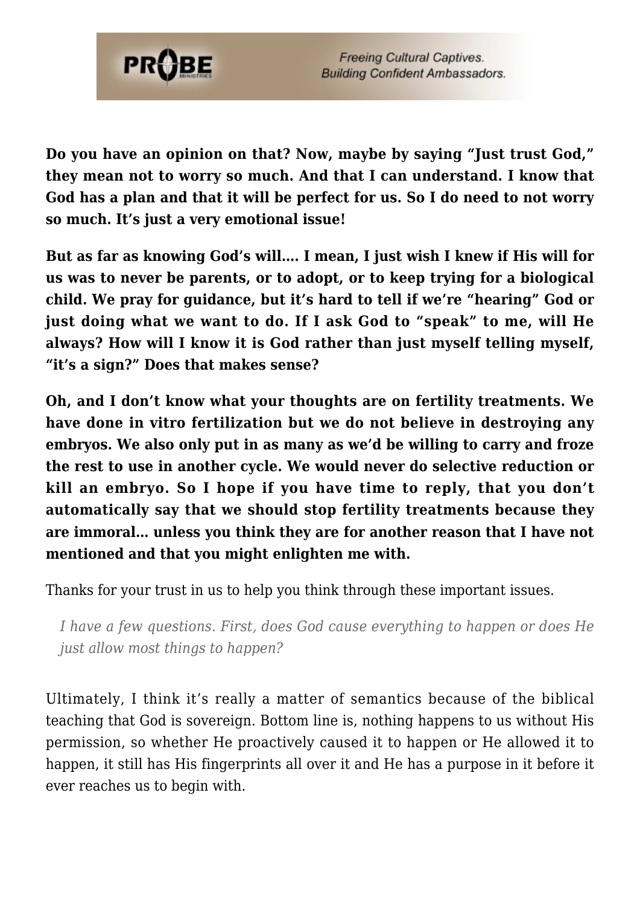**Do you have an opinion on that? Now, maybe by saying "Just trust God," they mean not to worry so much. And that I can understand. I know that God has a plan and that it will be perfect for us. So I do need to not worry so much. It's just a very emotional issue!**

**But as far as knowing God's will…. I mean, I just wish I knew if His will for us was to never be parents, or to adopt, or to keep trying for a biological child. We pray for guidance, but it's hard to tell if we're "hearing" God or just doing what we want to do. If I ask God to "speak" to me, will He always? How will I know it is God rather than just myself telling myself, "it's a sign?" Does that makes sense?**

**Oh, and I don't know what your thoughts are on fertility treatments. We have done in vitro fertilization but we do not believe in destroying any embryos. We also only put in as many as we'd be willing to carry and froze the rest to use in another cycle. We would never do selective reduction or kill an embryo. So I hope if you have time to reply, that you don't automatically say that we should stop fertility treatments because they are immoral… unless you think they are for another reason that I have not mentioned and that you might enlighten me with.**

Thanks for your trust in us to help you think through these important issues.

> *I have a few questions. First, does God cause everything to happen or does He just allow most things to happen?*

Ultimately, I think it's really a matter of semantics because of the biblical teaching that God is sovereign. Bottom line is, nothing happens to us without His permission, so whether He proactively caused it to happen or He allowed it to happen, it still has His fingerprints all over it and He has a purpose in it before it ever reaches us to begin with.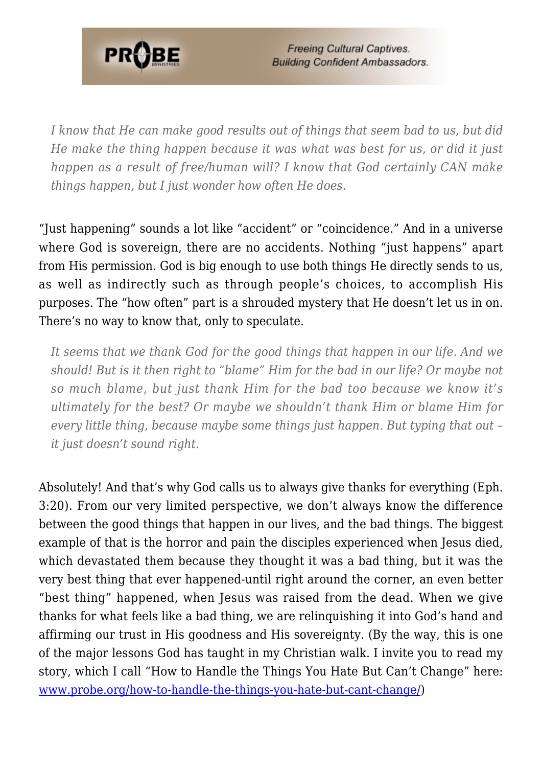*I know that He can make good results out of things that seem bad to us, but did He make the thing happen because it was what was best for us, or did it just happen as a result of free/human will? I know that God certainly CAN make things happen, but I just wonder how often He does.*

"Just happening" sounds a lot like "accident" or "coincidence." And in a universe where God is sovereign, there are no accidents. Nothing "just happens" apart from His permission. God is big enough to use both things He directly sends to us, as well as indirectly such as through people's choices, to accomplish His purposes. The "how often" part is a shrouded mystery that He doesn't let us in on. There's no way to know that, only to speculate.

*It seems that we thank God for the good things that happen in our life. And we should! But is it then right to "blame" Him for the bad in our life? Or maybe not so much blame, but just thank Him for the bad too because we know it's ultimately for the best? Or maybe we shouldn't thank Him or blame Him for every little thing, because maybe some things just happen. But typing that out – it just doesn't sound right.*

Absolutely! And that's why God calls us to always give thanks for everything (Eph. 3:20). From our very limited perspective, we don't always know the difference between the good things that happen in our lives, and the bad things. The biggest example of that is the horror and pain the disciples experienced when Jesus died, which devastated them because they thought it was a bad thing, but it was the very best thing that ever happened-until right around the corner, an even better "best thing" happened, when Jesus was raised from the dead. When we give thanks for what feels like a bad thing, we are relinquishing it into God's hand and affirming our trust in His goodness and His sovereignty. (By the way, this is one of the major lessons God has taught in my Christian walk. I invite you to read my story, which I call "How to Handle the Things You Hate But Can't Change" here: [www.probe.org/how-to-handle-the-things-you-hate-but-cant-change/](http://www.probe.org/how-to-handle-the-things-you-hate-but-cant-change/))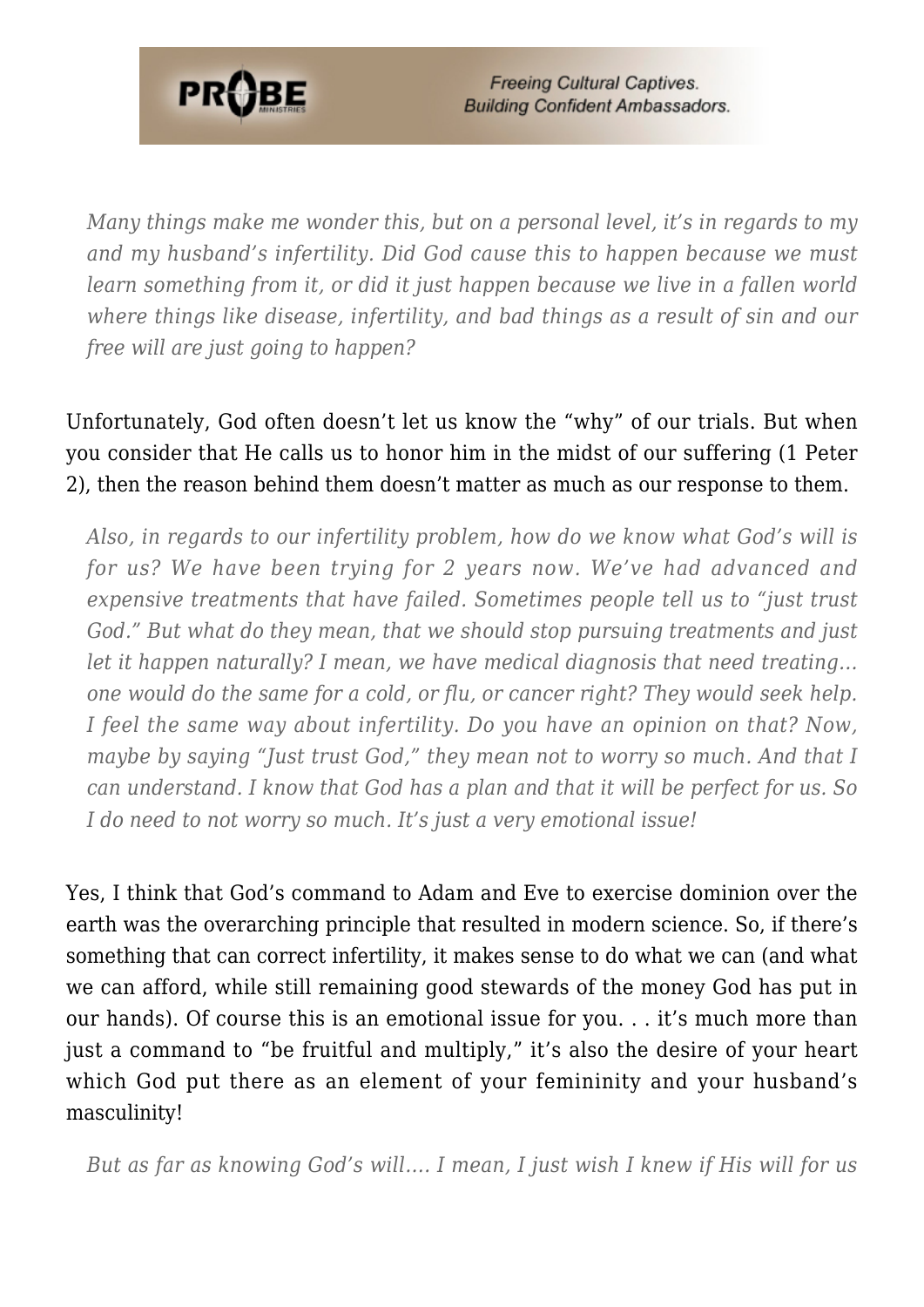> *Many things make me wonder this, but on a personal level, it's in regards to my and my husband's infertility. Did God cause this to happen because we must learn something from it, or did it just happen because we live in a fallen world where things like disease, infertility, and bad things as a result of sin and our free will are just going to happen?*

Unfortunately, God often doesn't let us know the "why" of our trials. But when you consider that He calls us to honor him in the midst of our suffering (1 Peter 2), then the reason behind them doesn't matter as much as our response to them.

> *Also, in regards to our infertility problem, how do we know what God's will is for us? We have been trying for 2 years now. We've had advanced and expensive treatments that have failed. Sometimes people tell us to "just trust God." But what do they mean, that we should stop pursuing treatments and just let it happen naturally? I mean, we have medical diagnosis that need treating… one would do the same for a cold, or flu, or cancer right? They would seek help. I feel the same way about infertility. Do you have an opinion on that? Now, maybe by saying "Just trust God," they mean not to worry so much. And that I can understand. I know that God has a plan and that it will be perfect for us. So I do need to not worry so much. It's just a very emotional issue!*

Yes, I think that God's command to Adam and Eve to exercise dominion over the earth was the overarching principle that resulted in modern science. So, if there's something that can correct infertility, it makes sense to do what we can (and what we can afford, while still remaining good stewards of the money God has put in our hands). Of course this is an emotional issue for you. . . it's much more than just a command to "be fruitful and multiply," it's also the desire of your heart which God put there as an element of your femininity and your husband's masculinity!

> *But as far as knowing God's will…. I mean, I just wish I knew if His will for us*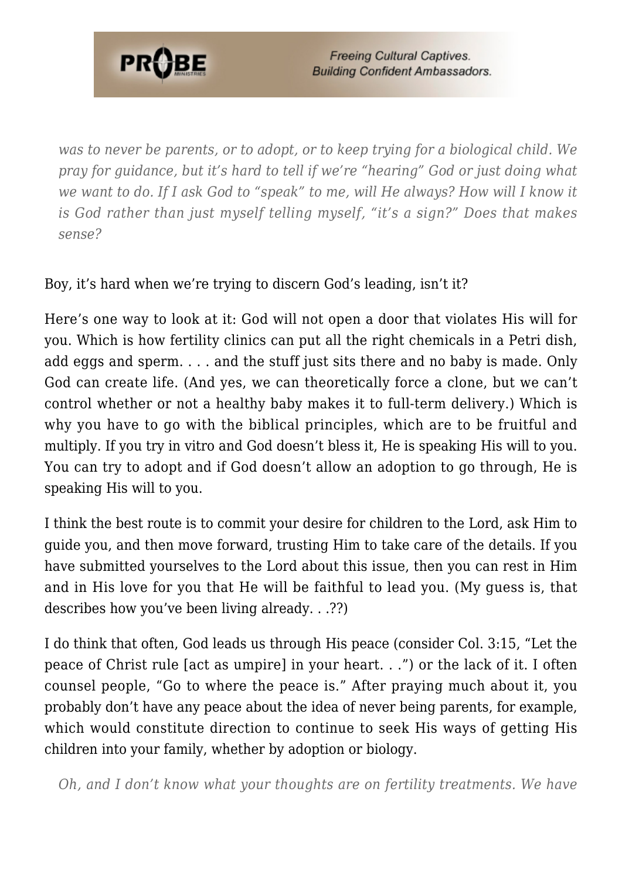*was to never be parents, or to adopt, or to keep trying for a biological child. We pray for guidance, but it's hard to tell if we're "hearing" God or just doing what we want to do. If I ask God to "speak" to me, will He always? How will I know it is God rather than just myself telling myself, "it's a sign?" Does that makes sense?*

Boy, it's hard when we're trying to discern God's leading, isn't it?

Here's one way to look at it: God will not open a door that violates His will for you. Which is how fertility clinics can put all the right chemicals in a Petri dish, add eggs and sperm. . . . and the stuff just sits there and no baby is made. Only God can create life. (And yes, we can theoretically force a clone, but we can't control whether or not a healthy baby makes it to full-term delivery.) Which is why you have to go with the biblical principles, which are to be fruitful and multiply. If you try in vitro and God doesn't bless it, He is speaking His will to you. You can try to adopt and if God doesn't allow an adoption to go through, He is speaking His will to you.

I think the best route is to commit your desire for children to the Lord, ask Him to guide you, and then move forward, trusting Him to take care of the details. If you have submitted yourselves to the Lord about this issue, then you can rest in Him and in His love for you that He will be faithful to lead you. (My guess is, that describes how you've been living already. . .??)

I do think that often, God leads us through His peace (consider Col. 3:15, "Let the peace of Christ rule [act as umpire] in your heart. . .") or the lack of it. I often counsel people, "Go to where the peace is." After praying much about it, you probably don't have any peace about the idea of never being parents, for example, which would constitute direction to continue to seek His ways of getting His children into your family, whether by adoption or biology.

*Oh, and I don't know what your thoughts are on fertility treatments. We have*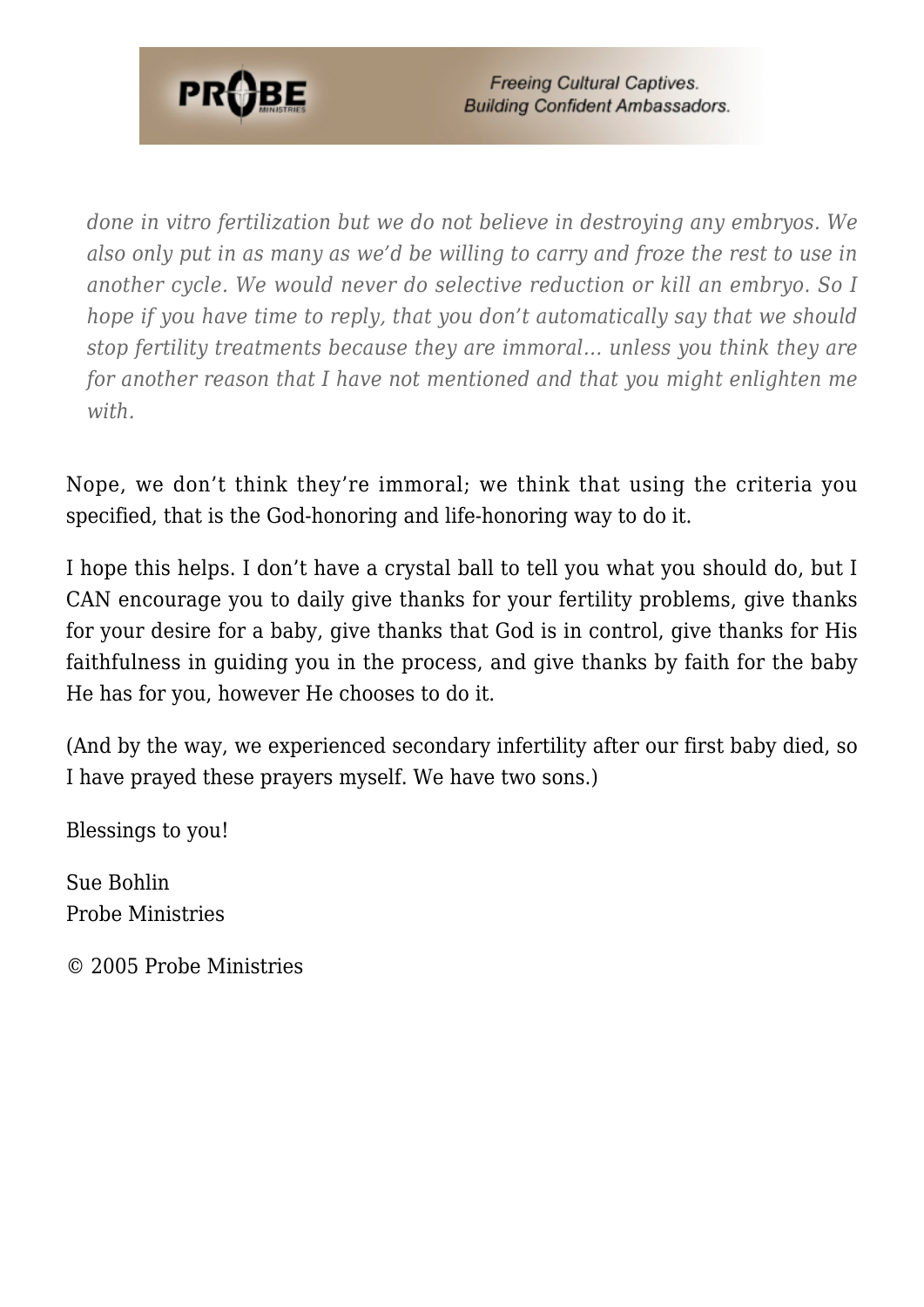*done in vitro fertilization but we do not believe in destroying any embryos. We also only put in as many as we'd be willing to carry and froze the rest to use in another cycle. We would never do selective reduction or kill an embryo. So I hope if you have time to reply, that you don't automatically say that we should stop fertility treatments because they are immoral… unless you think they are for another reason that I have not mentioned and that you might enlighten me with.*

Nope, we don't think they're immoral; we think that using the criteria you specified, that is the God-honoring and life-honoring way to do it.

I hope this helps. I don't have a crystal ball to tell you what you should do, but I CAN encourage you to daily give thanks for your fertility problems, give thanks for your desire for a baby, give thanks that God is in control, give thanks for His faithfulness in guiding you in the process, and give thanks by faith for the baby He has for you, however He chooses to do it.

(And by the way, we experienced secondary infertility after our first baby died, so I have prayed these prayers myself. We have two sons.)

Blessings to you!

Sue Bohlin
Probe Ministries

© 2005 Probe Ministries